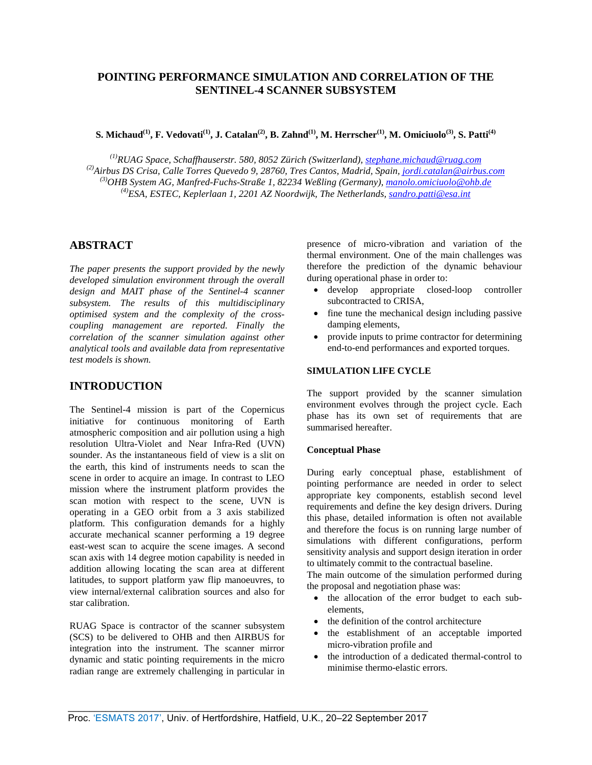# POINTING PERFORMANCE SIMULATION AND CORRELATION OF THE SENTINEL-4 SCANNER SUBSYSTEM

**S. Michaud[(1)], F. Vedovati[(1)], J. Catalan[(2)], B. Zahnd[(1)], M. Herrscher[(1)], M. Omiciuolo[(3)], S. Patti[(4)]**

*[(1)]RUAG Space, Schaffhauserstr. 580, 8052 Zürich (Switzerland), stephane.michaud@ruag.com*
*[(2)]Airbus DS Crisa, Calle Torres Quevedo 9, 28760, Tres Cantos, Madrid, Spain, jordi.catalan@airbus.com*
*[(3)]OHB System AG, Manfred-Fuchs-Straße 1, 82234 Weßling (Germany), manolo.omiciuolo@ohb.de*
*[(4)]ESA, ESTEC, Keplerlaan 1, 2201 AZ Noordwijk, The Netherlands, sandro.patti@esa.int*

## ABSTRACT

*The paper presents the support provided by the newly developed simulation environment through the overall design and MAIT phase of the Sentinel-4 scanner subsystem. The results of this multidisciplinary optimised system and the complexity of the cross-coupling management are reported. Finally the correlation of the scanner simulation against other analytical tools and available data from representative test models is shown.*

## INTRODUCTION

The Sentinel-4 mission is part of the Copernicus initiative for continuous monitoring of Earth atmospheric composition and air pollution using a high resolution Ultra-Violet and Near Infra-Red (UVN) sounder. As the instantaneous field of view is a slit on the earth, this kind of instruments needs to scan the scene in order to acquire an image. In contrast to LEO mission where the instrument platform provides the scan motion with respect to the scene, UVN is operating in a GEO orbit from a 3 axis stabilized platform. This configuration demands for a highly accurate mechanical scanner performing a 19 degree east-west scan to acquire the scene images. A second scan axis with 14 degree motion capability is needed in addition allowing locating the scan area at different latitudes, to support platform yaw flip manoeuvres, to view internal/external calibration sources and also for star calibration.

RUAG Space is contractor of the scanner subsystem (SCS) to be delivered to OHB and then AIRBUS for integration into the instrument. The scanner mirror dynamic and static pointing requirements in the micro radian range are extremely challenging in particular in presence of micro-vibration and variation of the thermal environment. One of the main challenges was therefore the prediction of the dynamic behaviour during operational phase in order to:

- develop appropriate closed-loop controller subcontracted to CRISA,
- fine tune the mechanical design including passive damping elements,
- provide inputs to prime contractor for determining end-to-end performances and exported torques.

### SIMULATION LIFE CYCLE

The support provided by the scanner simulation environment evolves through the project cycle. Each phase has its own set of requirements that are summarised hereafter.

#### Conceptual Phase

During early conceptual phase, establishment of pointing performance are needed in order to select appropriate key components, establish second level requirements and define the key design drivers. During this phase, detailed information is often not available and therefore the focus is on running large number of simulations with different configurations, perform sensitivity analysis and support design iteration in order to ultimately commit to the contractual baseline.

The main outcome of the simulation performed during the proposal and negotiation phase was:

- the allocation of the error budget to each sub-elements,
- the definition of the control architecture
- the establishment of an acceptable imported micro-vibration profile and
- the introduction of a dedicated thermal-control to minimise thermo-elastic errors.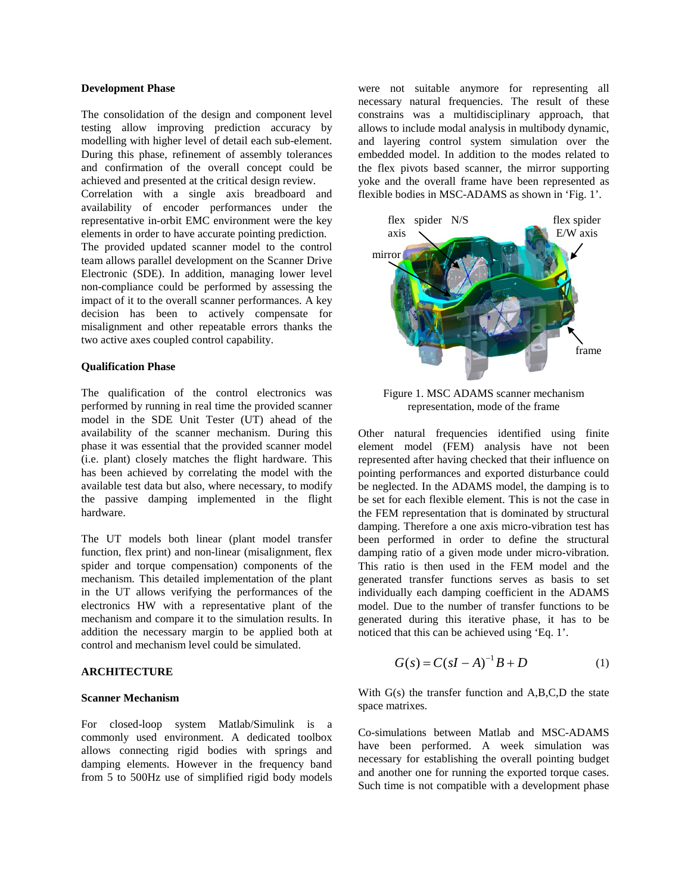### Development Phase

The consolidation of the design and component level testing allow improving prediction accuracy by modelling with higher level of detail each sub-element. During this phase, refinement of assembly tolerances and confirmation of the overall concept could be achieved and presented at the critical design review.
Correlation with a single axis breadboard and availability of encoder performances under the representative in-orbit EMC environment were the key elements in order to have accurate pointing prediction.
The provided updated scanner model to the control team allows parallel development on the Scanner Drive Electronic (SDE). In addition, managing lower level non-compliance could be performed by assessing the impact of it to the overall scanner performances. A key decision has been to actively compensate for misalignment and other repeatable errors thanks the two active axes coupled control capability.

### Qualification Phase

The qualification of the control electronics was performed by running in real time the provided scanner model in the SDE Unit Tester (UT) ahead of the availability of the scanner mechanism. During this phase it was essential that the provided scanner model (i.e. plant) closely matches the flight hardware. This has been achieved by correlating the model with the available test data but also, where necessary, to modify the passive damping implemented in the flight hardware.

The UT models both linear (plant model transfer function, flex print) and non-linear (misalignment, flex spider and torque compensation) components of the mechanism. This detailed implementation of the plant in the UT allows verifying the performances of the electronics HW with a representative plant of the mechanism and compare it to the simulation results. In addition the necessary margin to be applied both at control and mechanism level could be simulated.

## ARCHITECTURE

### Scanner Mechanism

For closed-loop system Matlab/Simulink is a commonly used environment. A dedicated toolbox allows connecting rigid bodies with springs and damping elements. However in the frequency band from 5 to 500Hz use of simplified rigid body models were not suitable anymore for representing all necessary natural frequencies. The result of these constrains was a multidisciplinary approach, that allows to include modal analysis in multibody dynamic, and layering control system simulation over the embedded model. In addition to the modes related to the flex pivots based scanner, the mirror supporting yoke and the overall frame have been represented as flexible bodies in MSC-ADAMS as shown in 'Fig. 1'.

flex spider N/S axis
flex spider E/W axis
mirror
frame

Figure 1. MSC ADAMS scanner mechanism representation, mode of the frame

Other natural frequencies identified using finite element model (FEM) analysis have not been represented after having checked that their influence on pointing performances and exported disturbance could be neglected. In the ADAMS model, the damping is to be set for each flexible element. This is not the case in the FEM representation that is dominated by structural damping. Therefore a one axis micro-vibration test has been performed in order to define the structural damping ratio of a given mode under micro-vibration. This ratio is then used in the FEM model and the generated transfer functions serves as basis to set individually each damping coefficient in the ADAMS model. Due to the number of transfer functions to be generated during this iterative phase, it has to be noticed that this can be achieved using 'Eq. 1'.

$$G(s) = C(sI - A)^{-1}B + D \tag{1}$$

With G(s) the transfer function and A,B,C,D the state space matrixes.

Co-simulations between Matlab and MSC-ADAMS have been performed. A week simulation was necessary for establishing the overall pointing budget and another one for running the exported torque cases. Such time is not compatible with a development phase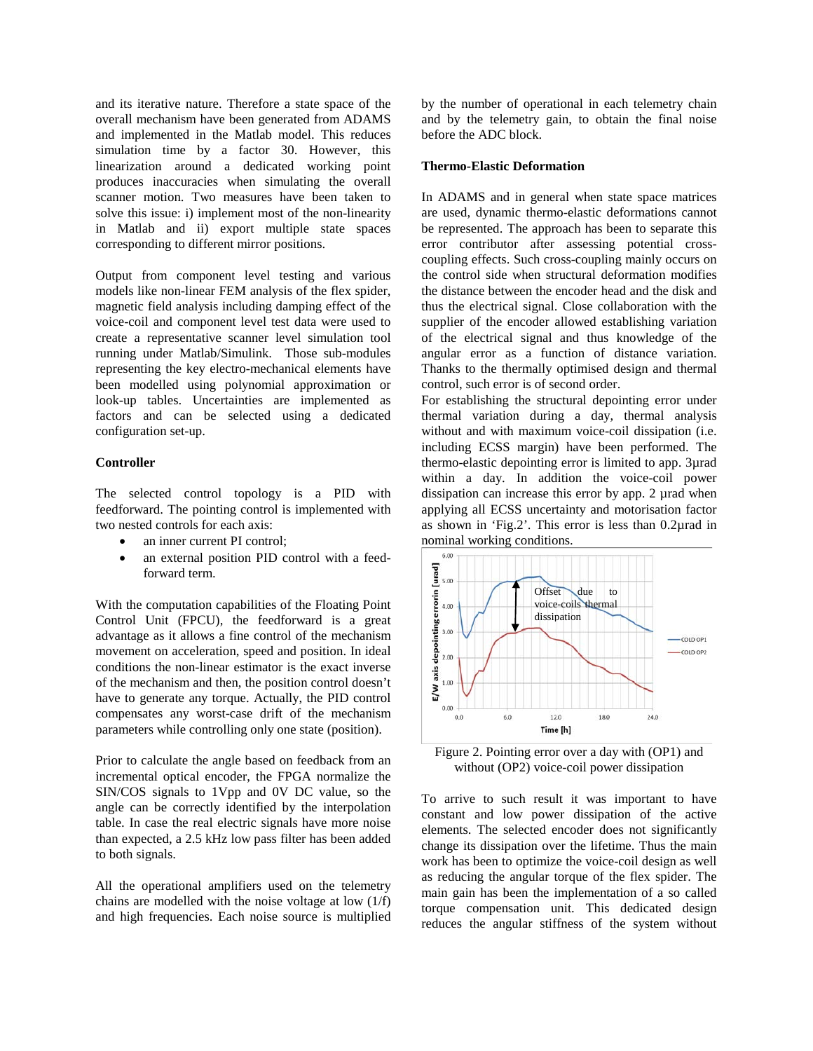and its iterative nature. Therefore a state space of the overall mechanism have been generated from ADAMS and implemented in the Matlab model. This reduces simulation time by a factor 30. However, this linearization around a dedicated working point produces inaccuracies when simulating the overall scanner motion. Two measures have been taken to solve this issue: i) implement most of the non-linearity in Matlab and ii) export multiple state spaces corresponding to different mirror positions.

Output from component level testing and various models like non-linear FEM analysis of the flex spider, magnetic field analysis including damping effect of the voice-coil and component level test data were used to create a representative scanner level simulation tool running under Matlab/Simulink. Those sub-modules representing the key electro-mechanical elements have been modelled using polynomial approximation or look-up tables. Uncertainties are implemented as factors and can be selected using a dedicated configuration set-up.

**Controller**

The selected control topology is a PID with feedforward. The pointing control is implemented with two nested controls for each axis:

- an inner current PI control;
- an external position PID control with a feed-forward term.

With the computation capabilities of the Floating Point Control Unit (FPCU), the feedforward is a great advantage as it allows a fine control of the mechanism movement on acceleration, speed and position. In ideal conditions the non-linear estimator is the exact inverse of the mechanism and then, the position control doesn't have to generate any torque. Actually, the PID control compensates any worst-case drift of the mechanism parameters while controlling only one state (position).

Prior to calculate the angle based on feedback from an incremental optical encoder, the FPGA normalize the SIN/COS signals to 1Vpp and 0V DC value, so the angle can be correctly identified by the interpolation table. In case the real electric signals have more noise than expected, a 2.5 kHz low pass filter has been added to both signals.

All the operational amplifiers used on the telemetry chains are modelled with the noise voltage at low (1/f) and high frequencies. Each noise source is multiplied by the number of operational in each telemetry chain and by the telemetry gain, to obtain the final noise before the ADC block.

**Thermo-Elastic Deformation**

In ADAMS and in general when state space matrices are used, dynamic thermo-elastic deformations cannot be represented. The approach has been to separate this error contributor after assessing potential cross-coupling effects. Such cross-coupling mainly occurs on the control side when structural deformation modifies the distance between the encoder head and the disk and thus the electrical signal. Close collaboration with the supplier of the encoder allowed establishing variation of the electrical signal and thus knowledge of the angular error as a function of distance variation. Thanks to the thermally optimised design and thermal control, such error is of second order.

For establishing the structural depointing error under thermal variation during a day, thermal analysis without and with maximum voice-coil dissipation (i.e. including ECSS margin) have been performed. The thermo-elastic depointing error is limited to app. 3µrad within a day. In addition the voice-coil power dissipation can increase this error by app. 2 µrad when applying all ECSS uncertainty and motorisation factor as shown in 'Fig.2'. This error is less than 0.2µrad in nominal working conditions.

Figure 2. Pointing error over a day with (OP1) and without (OP2) voice-coil power dissipation

To arrive to such result it was important to have constant and low power dissipation of the active elements. The selected encoder does not significantly change its dissipation over the lifetime. Thus the main work has been to optimize the voice-coil design as well as reducing the angular torque of the flex spider. The main gain has been the implementation of a so called torque compensation unit. This dedicated design reduces the angular stiffness of the system without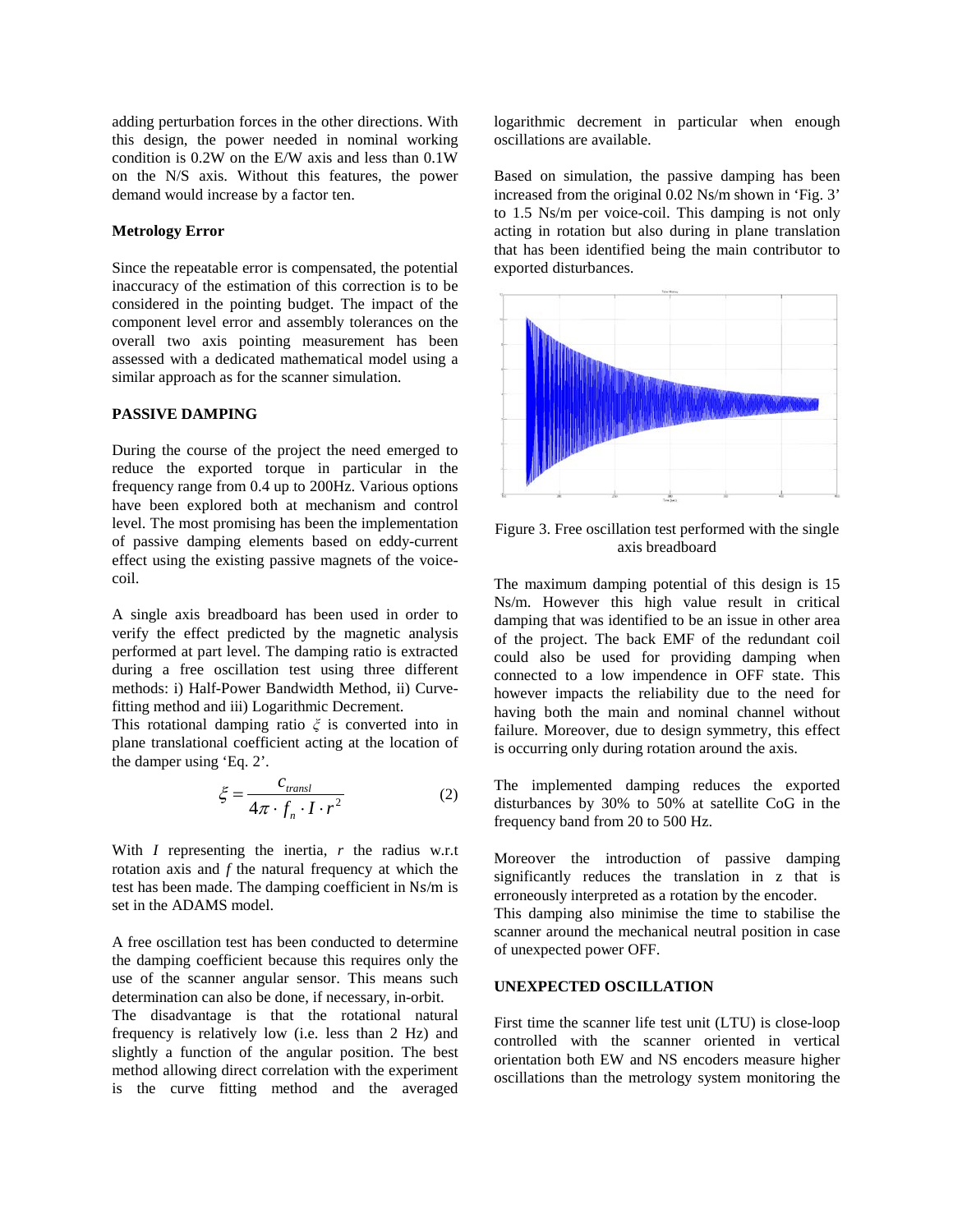adding perturbation forces in the other directions. With this design, the power needed in nominal working condition is 0.2W on the E/W axis and less than 0.1W on the N/S axis. Without this features, the power demand would increase by a factor ten.

**Metrology Error**

Since the repeatable error is compensated, the potential inaccuracy of the estimation of this correction is to be considered in the pointing budget. The impact of the component level error and assembly tolerances on the overall two axis pointing measurement has been assessed with a dedicated mathematical model using a similar approach as for the scanner simulation.

**PASSIVE DAMPING**

During the course of the project the need emerged to reduce the exported torque in particular in the frequency range from 0.4 up to 200Hz. Various options have been explored both at mechanism and control level. The most promising has been the implementation of passive damping elements based on eddy-current effect using the existing passive magnets of the voice-coil.

A single axis breadboard has been used in order to verify the effect predicted by the magnetic analysis performed at part level. The damping ratio is extracted during a free oscillation test using three different methods: i) Half-Power Bandwidth Method, ii) Curve-fitting method and iii) Logarithmic Decrement.

This rotational damping ratio $\xi$ is converted into in plane translational coefficient acting at the location of the damper using 'Eq. 2'.

$$\xi = \frac{c_{transl}}{4\pi \cdot f_n \cdot I \cdot r^2} \tag{2}$$

With $I$ representing the inertia, $r$ the radius w.r.t rotation axis and $f$ the natural frequency at which the test has been made. The damping coefficient in Ns/m is set in the ADAMS model.

A free oscillation test has been conducted to determine the damping coefficient because this requires only the use of the scanner angular sensor. This means such determination can also be done, if necessary, in-orbit.

The disadvantage is that the rotational natural frequency is relatively low (i.e. less than 2 Hz) and slightly a function of the angular position. The best method allowing direct correlation with the experiment is the curve fitting method and the averaged logarithmic decrement in particular when enough oscillations are available.

Based on simulation, the passive damping has been increased from the original 0.02 Ns/m shown in 'Fig. 3' to 1.5 Ns/m per voice-coil. This damping is not only acting in rotation but also during in plane translation that has been identified being the main contributor to exported disturbances.

Figure 3. Free oscillation test performed with the single axis breadboard

The maximum damping potential of this design is 15 Ns/m. However this high value result in critical damping that was identified to be an issue in other area of the project. The back EMF of the redundant coil could also be used for providing damping when connected to a low impendence in OFF state. This however impacts the reliability due to the need for having both the main and nominal channel without failure. Moreover, due to design symmetry, this effect is occurring only during rotation around the axis.

The implemented damping reduces the exported disturbances by 30% to 50% at satellite CoG in the frequency band from 20 to 500 Hz.

Moreover the introduction of passive damping significantly reduces the translation in z that is erroneously interpreted as a rotation by the encoder.

This damping also minimise the time to stabilise the scanner around the mechanical neutral position in case of unexpected power OFF.

**UNEXPECTED OSCILLATION**

First time the scanner life test unit (LTU) is close-loop controlled with the scanner oriented in vertical orientation both EW and NS encoders measure higher oscillations than the metrology system monitoring the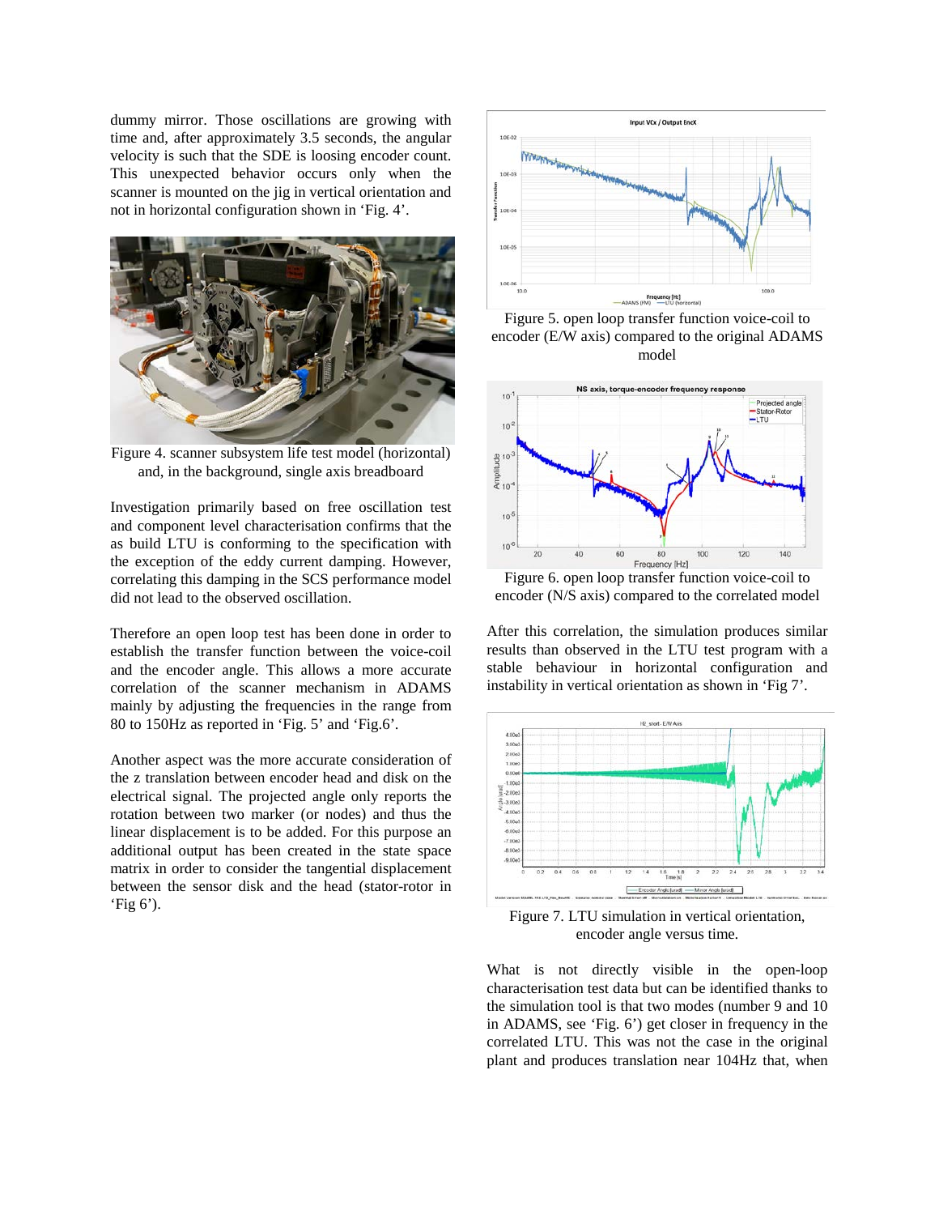dummy mirror. Those oscillations are growing with time and, after approximately 3.5 seconds, the angular velocity is such that the SDE is loosing encoder count. This unexpected behavior occurs only when the scanner is mounted on the jig in vertical orientation and not in horizontal configuration shown in 'Fig. 4'.

Figure 4. scanner subsystem life test model (horizontal) and, in the background, single axis breadboard

Investigation primarily based on free oscillation test and component level characterisation confirms that the as build LTU is conforming to the specification with the exception of the eddy current damping. However, correlating this damping in the SCS performance model did not lead to the observed oscillation.

Therefore an open loop test has been done in order to establish the transfer function between the voice-coil and the encoder angle. This allows a more accurate correlation of the scanner mechanism in ADAMS mainly by adjusting the frequencies in the range from 80 to 150Hz as reported in 'Fig. 5' and 'Fig.6'.

Another aspect was the more accurate consideration of the z translation between encoder head and disk on the electrical signal. The projected angle only reports the rotation between two marker (or nodes) and thus the linear displacement is to be added. For this purpose an additional output has been created in the state space matrix in order to consider the tangential displacement between the sensor disk and the head (stator-rotor in 'Fig 6').

Figure 5. open loop transfer function voice-coil to encoder (E/W axis) compared to the original ADAMS model

Figure 6. open loop transfer function voice-coil to encoder (N/S axis) compared to the correlated model

After this correlation, the simulation produces similar results than observed in the LTU test program with a stable behaviour in horizontal configuration and instability in vertical orientation as shown in 'Fig 7'.

Figure 7. LTU simulation in vertical orientation, encoder angle versus time.

What is not directly visible in the open-loop characterisation test data but can be identified thanks to the simulation tool is that two modes (number 9 and 10 in ADAMS, see 'Fig. 6') get closer in frequency in the correlated LTU. This was not the case in the original plant and produces translation near 104Hz that, when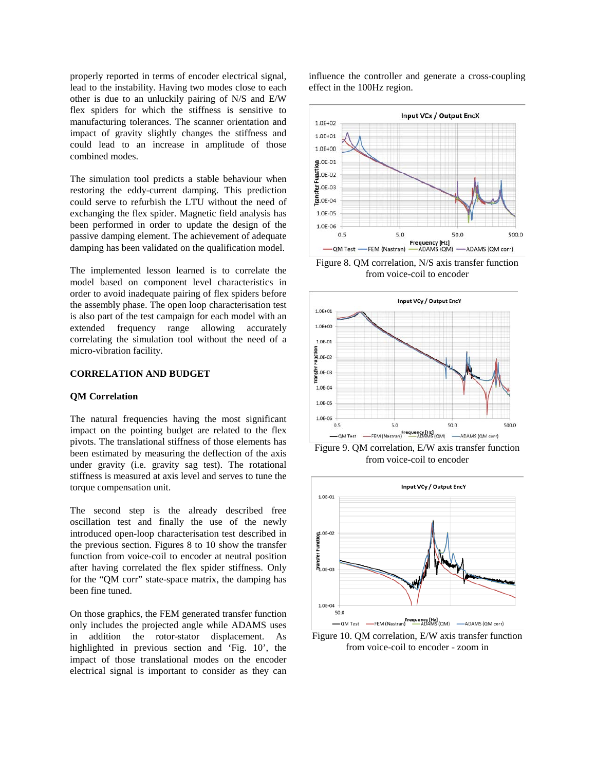properly reported in terms of encoder electrical signal, lead to the instability. Having two modes close to each other is due to an unluckily pairing of N/S and E/W flex spiders for which the stiffness is sensitive to manufacturing tolerances. The scanner orientation and impact of gravity slightly changes the stiffness and could lead to an increase in amplitude of those combined modes.

The simulation tool predicts a stable behaviour when restoring the eddy-current damping. This prediction could serve to refurbish the LTU without the need of exchanging the flex spider. Magnetic field analysis has been performed in order to update the design of the passive damping element. The achievement of adequate damping has been validated on the qualification model.

The implemented lesson learned is to correlate the model based on component level characteristics in order to avoid inadequate pairing of flex spiders before the assembly phase. The open loop characterisation test is also part of the test campaign for each model with an extended frequency range allowing accurately correlating the simulation tool without the need of a micro-vibration facility.

## CORRELATION AND BUDGET

### QM Correlation

The natural frequencies having the most significant impact on the pointing budget are related to the flex pivots. The translational stiffness of those elements has been estimated by measuring the deflection of the axis under gravity (i.e. gravity sag test). The rotational stiffness is measured at axis level and serves to tune the torque compensation unit.

The second step is the already described free oscillation test and finally the use of the newly introduced open-loop characterisation test described in the previous section. Figures 8 to 10 show the transfer function from voice-coil to encoder at neutral position after having correlated the flex spider stiffness. Only for the “QM corr” state-space matrix, the damping has been fine tuned.

On those graphics, the FEM generated transfer function only includes the projected angle while ADAMS uses in addition the rotor-stator displacement. As highlighted in previous section and ‘Fig. 10’, the impact of those translational modes on the encoder electrical signal is important to consider as they can influence the controller and generate a cross-coupling effect in the 100Hz region.

Figure 8. QM correlation, N/S axis transfer function from voice-coil to encoder

Figure 9. QM correlation, E/W axis transfer function from voice-coil to encoder

Figure 10. QM correlation, E/W axis transfer function from voice-coil to encoder - zoom in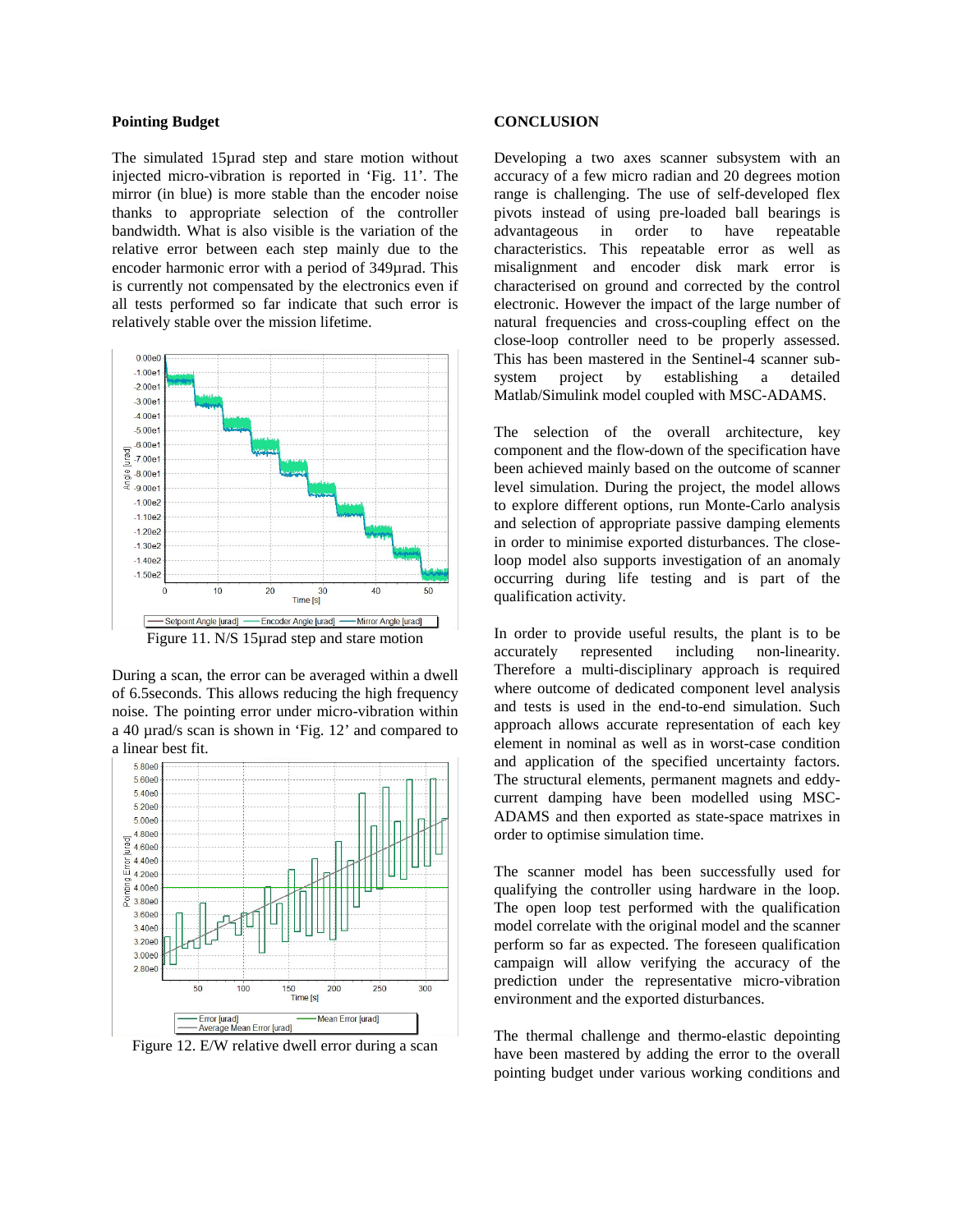## Pointing Budget

The simulated 15µrad step and stare motion without injected micro-vibration is reported in 'Fig. 11'. The mirror (in blue) is more stable than the encoder noise thanks to appropriate selection of the controller bandwidth. What is also visible is the variation of the relative error between each step mainly due to the encoder harmonic error with a period of 349µrad. This is currently not compensated by the electronics even if all tests performed so far indicate that such error is relatively stable over the mission lifetime.

Figure 11. N/S 15µrad step and stare motion

During a scan, the error can be averaged within a dwell of 6.5seconds. This allows reducing the high frequency noise. The pointing error under micro-vibration within a 40 µrad/s scan is shown in 'Fig. 12' and compared to a linear best fit.

Figure 12. E/W relative dwell error during a scan

## CONCLUSION

Developing a two axes scanner subsystem with an accuracy of a few micro radian and 20 degrees motion range is challenging. The use of self-developed flex pivots instead of using pre-loaded ball bearings is advantageous in order to have repeatable characteristics. This repeatable error as well as misalignment and encoder disk mark error is characterised on ground and corrected by the control electronic. However the impact of the large number of natural frequencies and cross-coupling effect on the close-loop controller need to be properly assessed. This has been mastered in the Sentinel-4 scanner sub-system project by establishing a detailed Matlab/Simulink model coupled with MSC-ADAMS.

The selection of the overall architecture, key component and the flow-down of the specification have been achieved mainly based on the outcome of scanner level simulation. During the project, the model allows to explore different options, run Monte-Carlo analysis and selection of appropriate passive damping elements in order to minimise exported disturbances. The close-loop model also supports investigation of an anomaly occurring during life testing and is part of the qualification activity.

In order to provide useful results, the plant is to be accurately represented including non-linearity. Therefore a multi-disciplinary approach is required where outcome of dedicated component level analysis and tests is used in the end-to-end simulation. Such approach allows accurate representation of each key element in nominal as well as in worst-case condition and application of the specified uncertainty factors. The structural elements, permanent magnets and eddy-current damping have been modelled using MSC-ADAMS and then exported as state-space matrices in order to optimise simulation time.

The scanner model has been successfully used for qualifying the controller using hardware in the loop. The open loop test performed with the qualification model correlate with the original model and the scanner perform so far as expected. The foreseen qualification campaign will allow verifying the accuracy of the prediction under the representative micro-vibration environment and the exported disturbances.

The thermal challenge and thermo-elastic depointing have been mastered by adding the error to the overall pointing budget under various working conditions and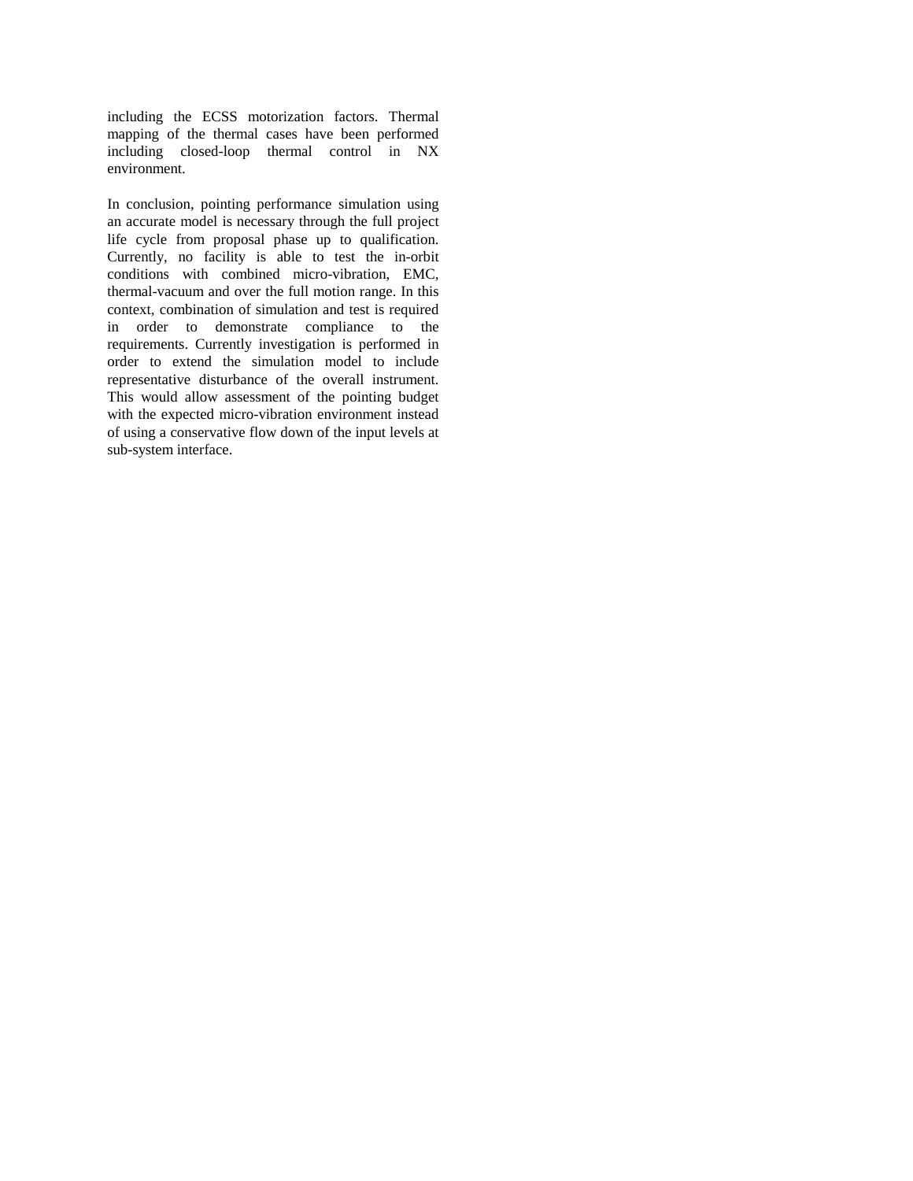including the ECSS motorization factors. Thermal mapping of the thermal cases have been performed including closed-loop thermal control in NX environment.

In conclusion, pointing performance simulation using an accurate model is necessary through the full project life cycle from proposal phase up to qualification. Currently, no facility is able to test the in-orbit conditions with combined micro-vibration, EMC, thermal-vacuum and over the full motion range. In this context, combination of simulation and test is required in order to demonstrate compliance to the requirements. Currently investigation is performed in order to extend the simulation model to include representative disturbance of the overall instrument. This would allow assessment of the pointing budget with the expected micro-vibration environment instead of using a conservative flow down of the input levels at sub-system interface.